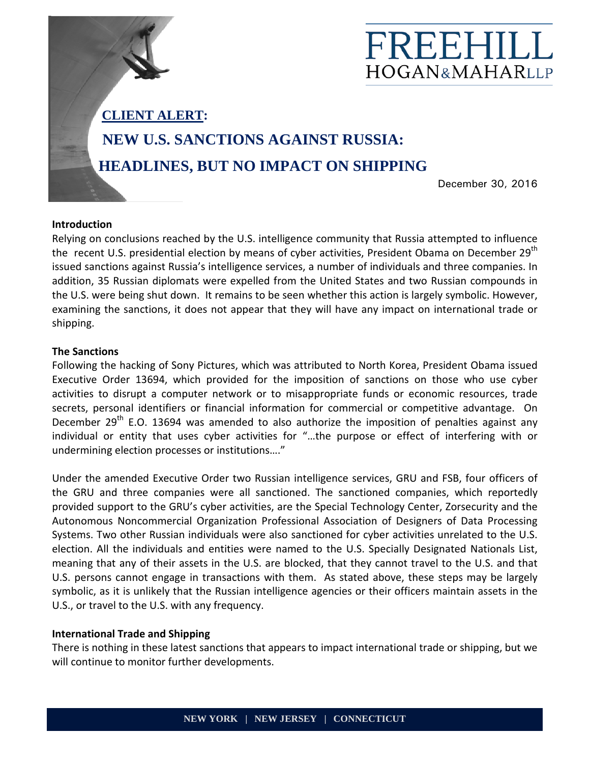# FREEHILL HOGAN&MAHAR LLP

## CLIENT ALERT:

## NEW U.S. SANCTIONS AGAINST RUSSIA: HEADLINES, BUT NO IMPACT ON SHIPPING

December 30, 2016

**Introduction**

Relying on conclusions reached by the U.S. intelligence community that Russia attempted to influence the recent U.S. presidential election by means of cyber activities, President Obama on December 29th issued sanctions against Russia's intelligence services, a number of individuals and three companies. In addition, 35 Russian diplomats were expelled from the United States and two Russian compounds in the U.S. were being shut down. It remains to be seen whether this action is largely symbolic. However, examining the sanctions, it does not appear that they will have any impact on international trade or shipping.

**The Sanctions**

Following the hacking of Sony Pictures, which was attributed to North Korea, President Obama issued Executive Order 13694, which provided for the imposition of sanctions on those who use cyber activities to disrupt a computer network or to misappropriate funds or economic resources, trade secrets, personal identifiers or financial information for commercial or competitive advantage. On December 29th E.O. 13694 was amended to also authorize the imposition of penalties against any individual or entity that uses cyber activities for "…the purpose or effect of interfering with or undermining election processes or institutions…."

Under the amended Executive Order two Russian intelligence services, GRU and FSB, four officers of the GRU and three companies were all sanctioned. The sanctioned companies, which reportedly provided support to the GRU's cyber activities, are the Special Technology Center, Zorsecurity and the Autonomous Noncommercial Organization Professional Association of Designers of Data Processing Systems. Two other Russian individuals were also sanctioned for cyber activities unrelated to the U.S. election. All the individuals and entities were named to the U.S. Specially Designated Nationals List, meaning that any of their assets in the U.S. are blocked, that they cannot travel to the U.S. and that U.S. persons cannot engage in transactions with them. As stated above, these steps may be largely symbolic, as it is unlikely that the Russian intelligence agencies or their officers maintain assets in the U.S., or travel to the U.S. with any frequency.

**International Trade and Shipping**

There is nothing in these latest sanctions that appears to impact international trade or shipping, but we will continue to monitor further developments.

NEW YORK | NEW JERSEY | CONNECTICUT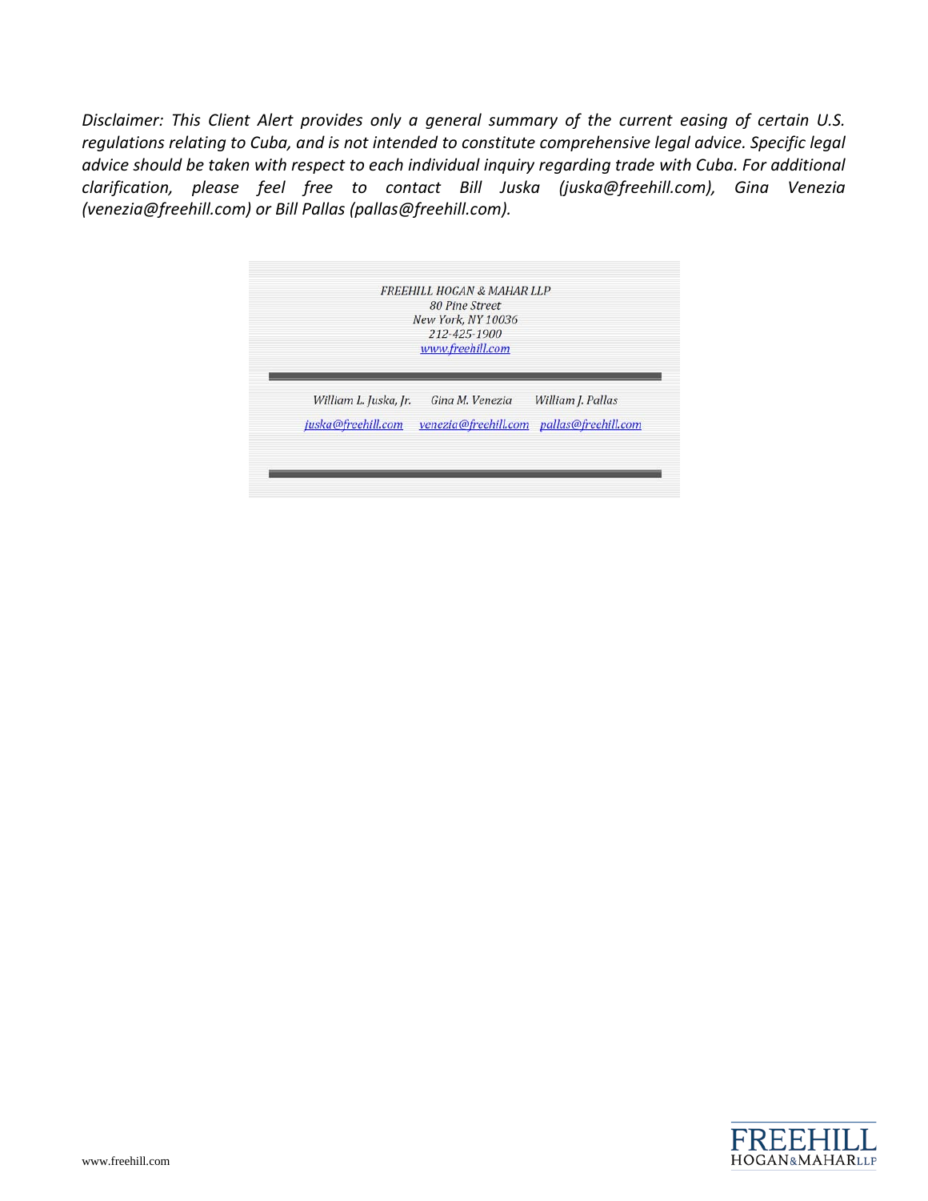*Disclaimer: This Client Alert provides only a general summary of the current easing of certain U.S. regulations relating to Cuba, and is not intended to constitute comprehensive legal advice. Specific legal advice should be taken with respect to each individual inquiry regarding trade with Cuba. For additional clarification, please feel free to contact Bill Juska (juska@freehill.com), Gina Venezia (venezia@freehill.com) or Bill Pallas (pallas@freehill.com).*

*FREEHILL HOGAN & MAHAR LLP*
*80 Pine Street*
*New York, NY 10036*
*212-425-1900*
*www.freehill.com*

---

| | | |
|---|---|---|
| *William L. Juska, Jr.* | *Gina M. Venezia* | *William J. Pallas* |
| *juska@freehill.com* | *venezia@freehill.com* | *pallas@freehill.com* |

---